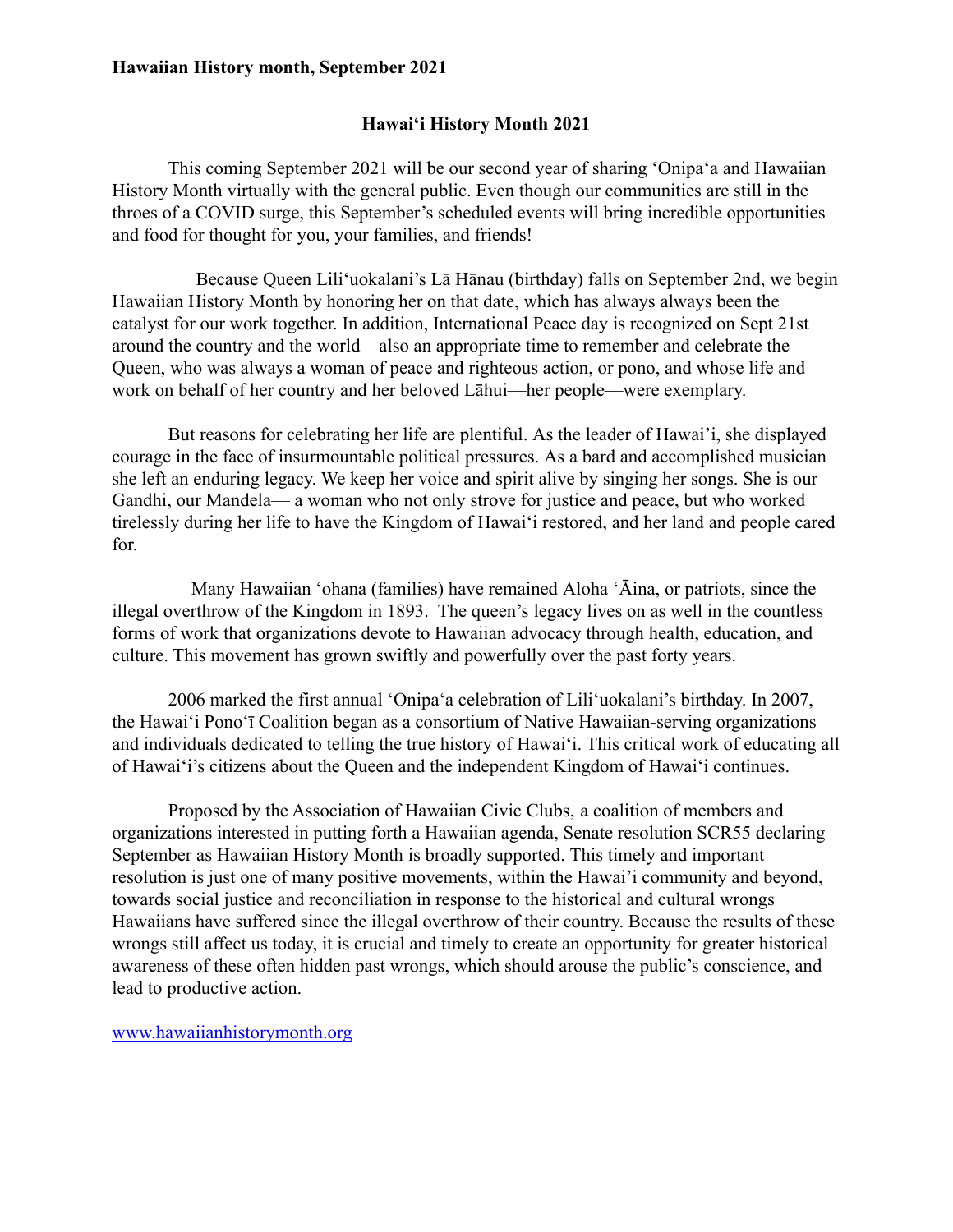**Hawaiian History month, September 2021**

## Hawaiʻi History Month 2021

This coming September 2021 will be our second year of sharing ʻOnipaʻa and Hawaiian History Month virtually with the general public. Even though our communities are still in the throes of a COVID surge, this September's scheduled events will bring incredible opportunities and food for thought for you, your families, and friends!

Because Queen Liliʻuokalani's Lā Hānau (birthday) falls on September 2nd, we begin Hawaiian History Month by honoring her on that date, which has always always been the catalyst for our work together. In addition, International Peace day is recognized on Sept 21st around the country and the world—also an appropriate time to remember and celebrate the Queen, who was always a woman of peace and righteous action, or pono, and whose life and work on behalf of her country and her beloved Lāhui—her people—were exemplary.

But reasons for celebrating her life are plentiful. As the leader of Hawai'i, she displayed courage in the face of insurmountable political pressures. As a bard and accomplished musician she left an enduring legacy. We keep her voice and spirit alive by singing her songs. She is our Gandhi, our Mandela— a woman who not only strove for justice and peace, but who worked tirelessly during her life to have the Kingdom of Hawaiʻi restored, and her land and people cared for.

Many Hawaiian ʻohana (families) have remained Aloha ʻĀina, or patriots, since the illegal overthrow of the Kingdom in 1893. The queen's legacy lives on as well in the countless forms of work that organizations devote to Hawaiian advocacy through health, education, and culture. This movement has grown swiftly and powerfully over the past forty years.

2006 marked the first annual ʻOnipaʻa celebration of Liliʻuokalani's birthday. In 2007, the Hawaiʻi Ponoʻī Coalition began as a consortium of Native Hawaiian-serving organizations and individuals dedicated to telling the true history of Hawaiʻi. This critical work of educating all of Hawaiʻi's citizens about the Queen and the independent Kingdom of Hawaiʻi continues.

Proposed by the Association of Hawaiian Civic Clubs, a coalition of members and organizations interested in putting forth a Hawaiian agenda, Senate resolution SCR55 declaring September as Hawaiian History Month is broadly supported. This timely and important resolution is just one of many positive movements, within the Hawai'i community and beyond, towards social justice and reconciliation in response to the historical and cultural wrongs Hawaiians have suffered since the illegal overthrow of their country. Because the results of these wrongs still affect us today, it is crucial and timely to create an opportunity for greater historical awareness of these often hidden past wrongs, which should arouse the public's conscience, and lead to productive action.

[www.hawaiianhistorymonth.org](http://www.hawaiianhistorymonth.org)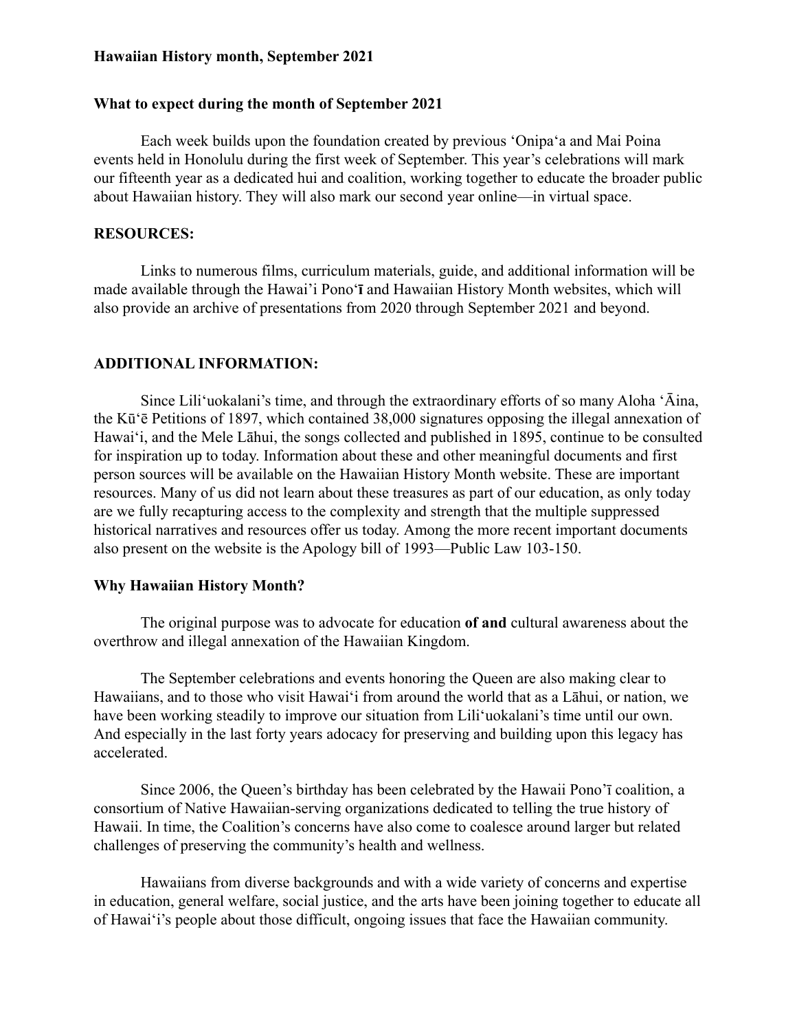**Hawaiian History month, September 2021**

**What to expect during the month of September 2021**

Each week builds upon the foundation created by previous ʻOnipaʻa and Mai Poina events held in Honolulu during the first week of September. This year's celebrations will mark our fifteenth year as a dedicated hui and coalition, working together to educate the broader public about Hawaiian history. They will also mark our second year online—in virtual space.

**RESOURCES:**

Links to numerous films, curriculum materials, guide, and additional information will be made available through the Hawai'i Ponoʻ**ī** and Hawaiian History Month websites, which will also provide an archive of presentations from 2020 through September 2021 and beyond.

**ADDITIONAL INFORMATION:**

Since Liliʻuokalani's time, and through the extraordinary efforts of so many Aloha ʻĀina, the Kūʻē Petitions of 1897, which contained 38,000 signatures opposing the illegal annexation of Hawaiʻi, and the Mele Lāhui, the songs collected and published in 1895, continue to be consulted for inspiration up to today. Information about these and other meaningful documents and first person sources will be available on the Hawaiian History Month website. These are important resources. Many of us did not learn about these treasures as part of our education, as only today are we fully recapturing access to the complexity and strength that the multiple suppressed historical narratives and resources offer us today. Among the more recent important documents also present on the website is the Apology bill of 1993—Public Law 103-150.

**Why Hawaiian History Month?**

The original purpose was to advocate for education **of and** cultural awareness about the overthrow and illegal annexation of the Hawaiian Kingdom.

The September celebrations and events honoring the Queen are also making clear to Hawaiians, and to those who visit Hawaiʻi from around the world that as a Lāhui, or nation, we have been working steadily to improve our situation from Liliʻuokalani's time until our own. And especially in the last forty years adocacy for preserving and building upon this legacy has accelerated.

Since 2006, the Queen's birthday has been celebrated by the Hawaii Pono'ī coalition, a consortium of Native Hawaiian-serving organizations dedicated to telling the true history of Hawaii. In time, the Coalition's concerns have also come to coalesce around larger but related challenges of preserving the community's health and wellness.

Hawaiians from diverse backgrounds and with a wide variety of concerns and expertise in education, general welfare, social justice, and the arts have been joining together to educate all of Hawaiʻi's people about those difficult, ongoing issues that face the Hawaiian community.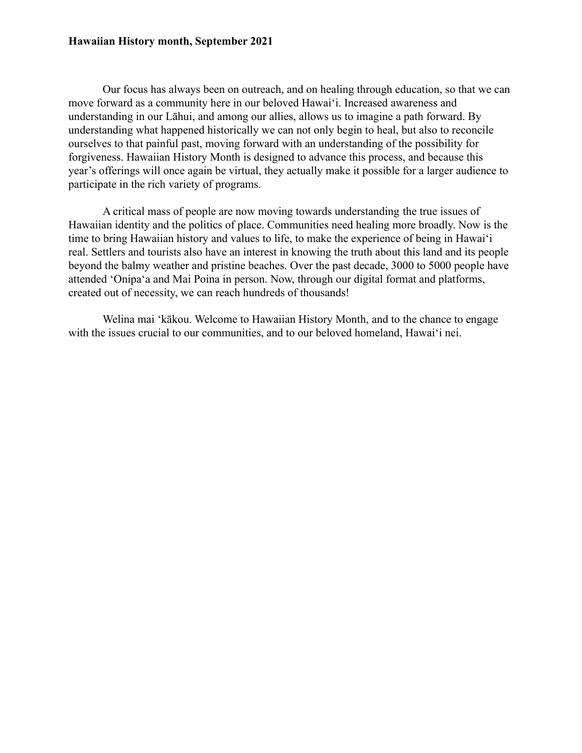**Hawaiian History month, September 2021**

Our focus has always been on outreach, and on healing through education, so that we can move forward as a community here in our beloved Hawaiʻi. Increased awareness and understanding in our Lāhui, and among our allies, allows us to imagine a path forward. By understanding what happened historically we can not only begin to heal, but also to reconcile ourselves to that painful past, moving forward with an understanding of the possibility for forgiveness. Hawaiian History Month is designed to advance this process, and because this year's offerings will once again be virtual, they actually make it possible for a larger audience to participate in the rich variety of programs.

A critical mass of people are now moving towards understanding the true issues of Hawaiian identity and the politics of place. Communities need healing more broadly. Now is the time to bring Hawaiian history and values to life, to make the experience of being in Hawaiʻi real. Settlers and tourists also have an interest in knowing the truth about this land and its people beyond the balmy weather and pristine beaches. Over the past decade, 3000 to 5000 people have attended ʻOnipaʻa and Mai Poina in person. Now, through our digital format and platforms, created out of necessity, we can reach hundreds of thousands!

Welina mai ʻkākou. Welcome to Hawaiian History Month, and to the chance to engage with the issues crucial to our communities, and to our beloved homeland, Hawaiʻi nei.